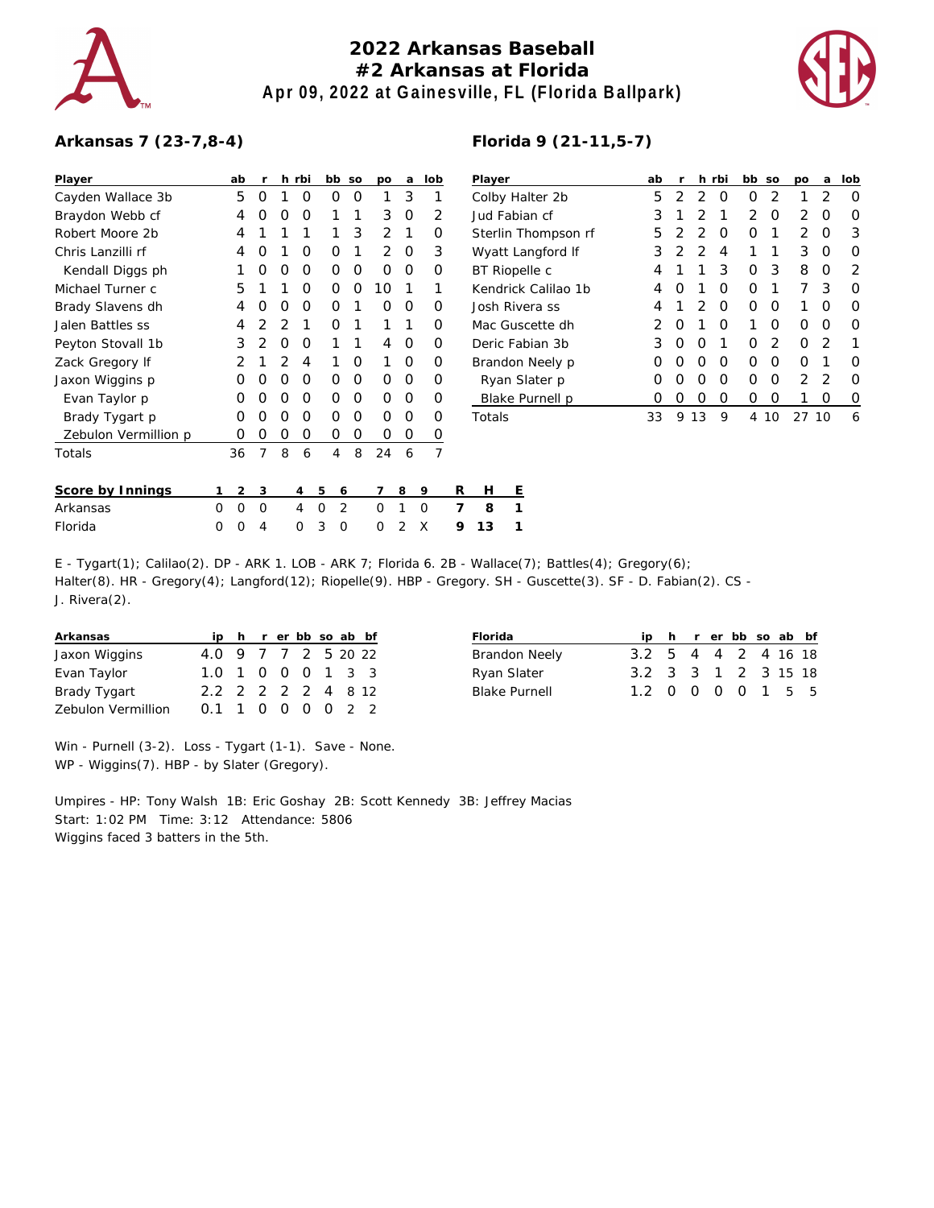# 2022 Arkansas Baseball
## #2 Arkansas at Florida
### Apr 09, 2022 at Gainesville, FL (Florida Ballpark)

**Arkansas 7 (23-7,8-4)**

| Player | ab | r | h | rbi | bb | so | po | a | lob |
|---|---|---|---|---|---|---|---|---|---|
| Cayden Wallace 3b | 5 | 0 | 1 | 0 | 0 | 0 | 1 | 3 | 1 |
| Braydon Webb cf | 4 | 0 | 0 | 0 | 1 | 1 | 3 | 0 | 2 |
| Robert Moore 2b | 4 | 1 | 1 | 1 | 1 | 3 | 2 | 1 | 0 |
| Chris Lanzilli rf | 4 | 0 | 1 | 0 | 0 | 1 | 2 | 0 | 3 |
| Kendall Diggs ph | 1 | 0 | 0 | 0 | 0 | 0 | 0 | 0 | 0 |
| Michael Turner c | 5 | 1 | 1 | 0 | 0 | 0 | 10 | 1 | 1 |
| Brady Slavens dh | 4 | 0 | 0 | 0 | 0 | 1 | 0 | 0 | 0 |
| Jalen Battles ss | 4 | 2 | 2 | 1 | 0 | 1 | 1 | 1 | 0 |
| Peyton Stovall 1b | 3 | 2 | 0 | 0 | 1 | 1 | 4 | 0 | 0 |
| Zack Gregory lf | 2 | 1 | 2 | 4 | 1 | 0 | 1 | 0 | 0 |
| Jaxon Wiggins p | 0 | 0 | 0 | 0 | 0 | 0 | 0 | 0 | 0 |
| Evan Taylor p | 0 | 0 | 0 | 0 | 0 | 0 | 0 | 0 | 0 |
| Brady Tygart p | 0 | 0 | 0 | 0 | 0 | 0 | 0 | 0 | 0 |
| Zebulon Vermillion p | 0 | 0 | 0 | 0 | 0 | 0 | 0 | 0 | 0 |
| Totals | 36 | 7 | 8 | 6 | 4 | 8 | 24 | 6 | 7 |

**Florida 9 (21-11,5-7)**

| Player | ab | r | h | rbi | bb | so | po | a | lob |
|---|---|---|---|---|---|---|---|---|---|
| Colby Halter 2b | 5 | 2 | 2 | 0 | 0 | 2 | 1 | 2 | 0 |
| Jud Fabian cf | 3 | 1 | 2 | 1 | 2 | 0 | 2 | 0 | 0 |
| Sterlin Thompson rf | 5 | 2 | 2 | 0 | 0 | 1 | 2 | 0 | 3 |
| Wyatt Langford lf | 3 | 2 | 2 | 4 | 1 | 1 | 3 | 0 | 0 |
| BT Riopelle c | 4 | 1 | 1 | 3 | 0 | 3 | 8 | 0 | 2 |
| Kendrick Calilao 1b | 4 | 0 | 1 | 0 | 0 | 1 | 7 | 3 | 0 |
| Josh Rivera ss | 4 | 1 | 2 | 0 | 0 | 0 | 1 | 0 | 0 |
| Mac Guscette dh | 2 | 0 | 1 | 0 | 1 | 0 | 0 | 0 | 0 |
| Deric Fabian 3b | 3 | 0 | 0 | 1 | 0 | 2 | 0 | 2 | 1 |
| Brandon Neely p | 0 | 0 | 0 | 0 | 0 | 0 | 0 | 1 | 0 |
| Ryan Slater p | 0 | 0 | 0 | 0 | 0 | 0 | 2 | 2 | 0 |
| Blake Purnell p | 0 | 0 | 0 | 0 | 0 | 0 | 1 | 0 | 0 |
| Totals | 33 | 9 | 13 | 9 | 4 | 10 | 27 | 10 | 6 |

| Score by Innings | 1 | 2 | 3 | 4 | 5 | 6 | 7 | 8 | 9 | R | H | E |
|---|---|---|---|---|---|---|---|---|---|---|---|---|
| Arkansas | 0 | 0 | 0 | 4 | 0 | 2 | 0 | 1 | 0 | 7 | 8 | 1 |
| Florida | 0 | 0 | 4 | 0 | 3 | 0 | 0 | 2 | X | 9 | 13 | 1 |

E - Tygart(1); Calilao(2). DP - ARK 1. LOB - ARK 7; Florida 6. 2B - Wallace(7); Battles(4); Gregory(6); Halter(8). HR - Gregory(4); Langford(12); Riopelle(9). HBP - Gregory. SH - Guscette(3). SF - D. Fabian(2). CS - J. Rivera(2).

| Arkansas | ip | h | r | er | bb | so | ab | bf |
|---|---|---|---|---|---|---|---|---|
| Jaxon Wiggins | 4.0 | 9 | 7 | 7 | 2 | 5 | 20 | 22 |
| Evan Taylor | 1.0 | 1 | 0 | 0 | 0 | 1 | 3 | 3 |
| Brady Tygart | 2.2 | 2 | 2 | 2 | 2 | 4 | 8 | 12 |
| Zebulon Vermillion | 0.1 | 1 | 0 | 0 | 0 | 0 | 2 | 2 |

| Florida | ip | h | r | er | bb | so | ab | bf |
|---|---|---|---|---|---|---|---|---|
| Brandon Neely | 3.2 | 5 | 4 | 4 | 2 | 4 | 16 | 18 |
| Ryan Slater | 3.2 | 3 | 3 | 1 | 2 | 3 | 15 | 18 |
| Blake Purnell | 1.2 | 0 | 0 | 0 | 0 | 1 | 5 | 5 |

Win - Purnell (3-2). Loss - Tygart (1-1). Save - None.
WP - Wiggins(7). HBP - by Slater (Gregory).

Umpires - HP: Tony Walsh 1B: Eric Goshay 2B: Scott Kennedy 3B: Jeffrey Macias
Start: 1:02 PM Time: 3:12 Attendance: 5806
Wiggins faced 3 batters in the 5th.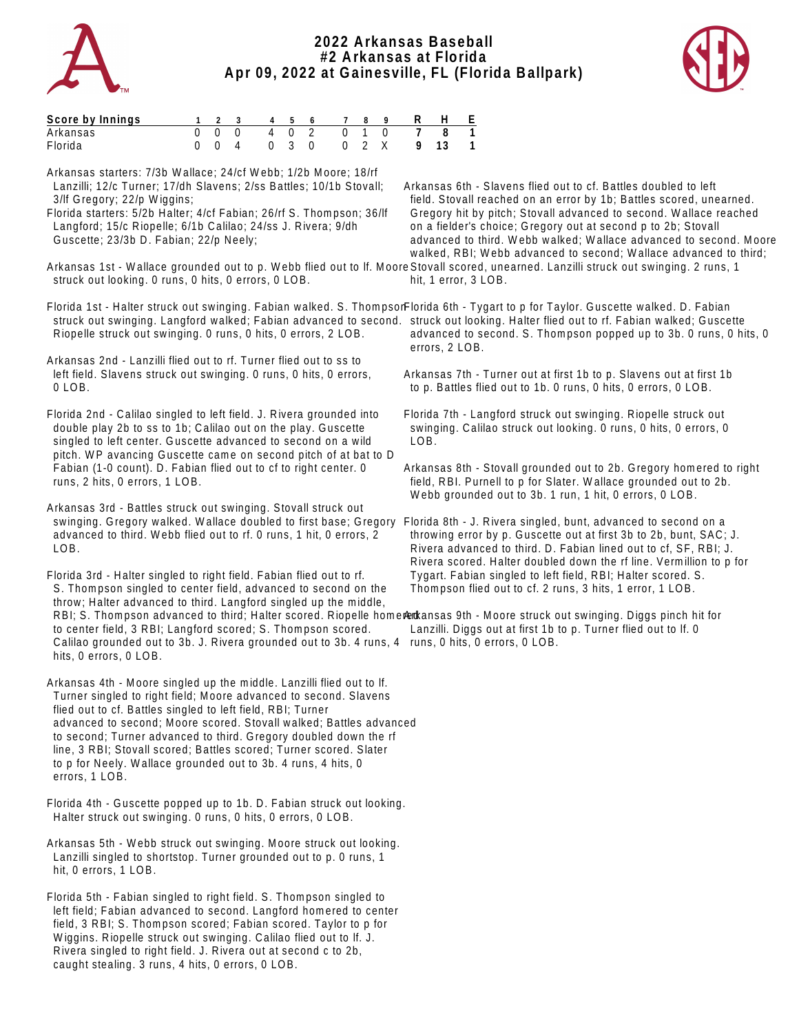# 2022 Arkansas Baseball
## #2 Arkansas at Florida
## Apr 09, 2022 at Gainesville, FL (Florida Ballpark)

| Score by Innings | 1 | 2 | 3 | 4 | 5 | 6 | 7 | 8 | 9 | R | H | E |
|---|---|---|---|---|---|---|---|---|---|---|---|---|
| Arkansas | 0 | 0 | 0 | 4 | 0 | 2 | 0 | 1 | 0 | 7 | 8 | 1 |
| Florida | 0 | 0 | 4 | 0 | 3 | 0 | 0 | 2 | X | 9 | 13 | 1 |

Arkansas starters: 7/3b Wallace; 24/cf Webb; 1/2b Moore; 18/rf Lanzilli; 12/c Turner; 17/dh Slavens; 2/ss Battles; 10/1b Stovall; 3/lf Gregory; 22/p Wiggins;

Florida starters: 5/2b Halter; 4/cf Fabian; 26/rf S. Thompson; 36/lf Langford; 15/c Riopelle; 6/1b Calilao; 24/ss J. Rivera; 9/dh Guscette; 23/3b D. Fabian; 22/p Neely;

Arkansas 1st - Wallace grounded out to p. Webb flied out to lf. Moore struck out looking. 0 runs, 0 hits, 0 errors, 0 LOB.

Florida 1st - Halter struck out swinging. Fabian walked. S. Thompson struck out swinging. Langford walked; Fabian advanced to second. Riopelle struck out swinging. 0 runs, 0 hits, 0 errors, 2 LOB.

Arkansas 2nd - Lanzilli flied out to rf. Turner flied out to ss to left field. Slavens struck out swinging. 0 runs, 0 hits, 0 errors, 0 LOB.

Florida 2nd - Calilao singled to left field. J. Rivera grounded into double play 2b to ss to 1b; Calilao out on the play. Guscette singled to left center. Guscette advanced to second on a wild pitch. WP avancing Guscette came on second pitch of at bat to D Fabian (1-0 count). D. Fabian flied out to cf to right center. 0 runs, 2 hits, 0 errors, 1 LOB.

Arkansas 3rd - Battles struck out swinging. Stovall struck out swinging. Gregory walked. Wallace doubled to first base; Gregory advanced to third. Webb flied out to rf. 0 runs, 1 hit, 0 errors, 2 LOB.

Florida 3rd - Halter singled to right field. Fabian flied out to rf. S. Thompson singled to center field, advanced to second on the throw; Halter advanced to third. Langford singled up the middle, RBI; S. Thompson advanced to third; Halter scored. Riopelle homered to center field, 3 RBI; Langford scored; S. Thompson scored. Calilao grounded out to 3b. J. Rivera grounded out to 3b. 4 runs, 4 hits, 0 errors, 0 LOB.

Arkansas 4th - Moore singled up the middle. Lanzilli flied out to lf. Turner singled to right field; Moore advanced to second. Slavens flied out to cf. Battles singled to left field, RBI; Turner advanced to second; Moore scored. Stovall walked; Battles advanced to second; Turner advanced to third. Gregory doubled down the rf line, 3 RBI; Stovall scored; Battles scored; Turner scored. Slater to p for Neely. Wallace grounded out to 3b. 4 runs, 4 hits, 0 errors, 1 LOB.

Florida 4th - Guscette popped up to 1b. D. Fabian struck out looking. Halter struck out swinging. 0 runs, 0 hits, 0 errors, 0 LOB.

Arkansas 5th - Webb struck out swinging. Moore struck out looking. Lanzilli singled to shortstop. Turner grounded out to p. 0 runs, 1 hit, 0 errors, 1 LOB.

Florida 5th - Fabian singled to right field. S. Thompson singled to left field; Fabian advanced to second. Langford homered to center field, 3 RBI; S. Thompson scored; Fabian scored. Taylor to p for Wiggins. Riopelle struck out swinging. Calilao flied out to lf. J. Rivera singled to right field. J. Rivera out at second c to 2b, caught stealing. 3 runs, 4 hits, 0 errors, 0 LOB.

Arkansas 6th - Slavens flied out to cf. Battles doubled to left field. Stovall reached on an error by 1b; Battles scored, unearned. Gregory hit by pitch; Stovall advanced to second. Wallace reached on a fielder's choice; Gregory out at second p to 2b; Stovall advanced to third. Webb walked; Wallace advanced to second. Moore walked, RBI; Webb advanced to second; Wallace advanced to third; Stovall scored, unearned. Lanzilli struck out swinging. 2 runs, 1 hit, 1 error, 3 LOB.

Florida 6th - Tygart to p for Taylor. Guscette walked. D. Fabian struck out looking. Halter flied out to rf. Fabian walked; Guscette advanced to second. S. Thompson popped up to 3b. 0 runs, 0 hits, 0 errors, 2 LOB.

Arkansas 7th - Turner out at first 1b to p. Slavens out at first 1b to p. Battles flied out to 1b. 0 runs, 0 hits, 0 errors, 0 LOB.

Florida 7th - Langford struck out swinging. Riopelle struck out swinging. Calilao struck out looking. 0 runs, 0 hits, 0 errors, 0 LOB.

Arkansas 8th - Stovall grounded out to 2b. Gregory homered to right field, RBI. Purnell to p for Slater. Wallace grounded out to 2b. Webb grounded out to 3b. 1 run, 1 hit, 0 errors, 0 LOB.

Florida 8th - J. Rivera singled, bunt, advanced to second on a throwing error by p. Guscette out at first 3b to 2b, bunt, SAC; J. Rivera advanced to third. D. Fabian lined out to cf, SF, RBI; J. Rivera scored. Halter doubled down the rf line. Vermillion to p for Tygart. Fabian singled to left field, RBI; Halter scored. S. Thompson flied out to cf. 2 runs, 3 hits, 1 error, 1 LOB.

Arkansas 9th - Moore struck out swinging. Diggs pinch hit for Lanzilli. Diggs out at first 1b to p. Turner flied out to lf. 0 runs, 0 hits, 0 errors, 0 LOB.